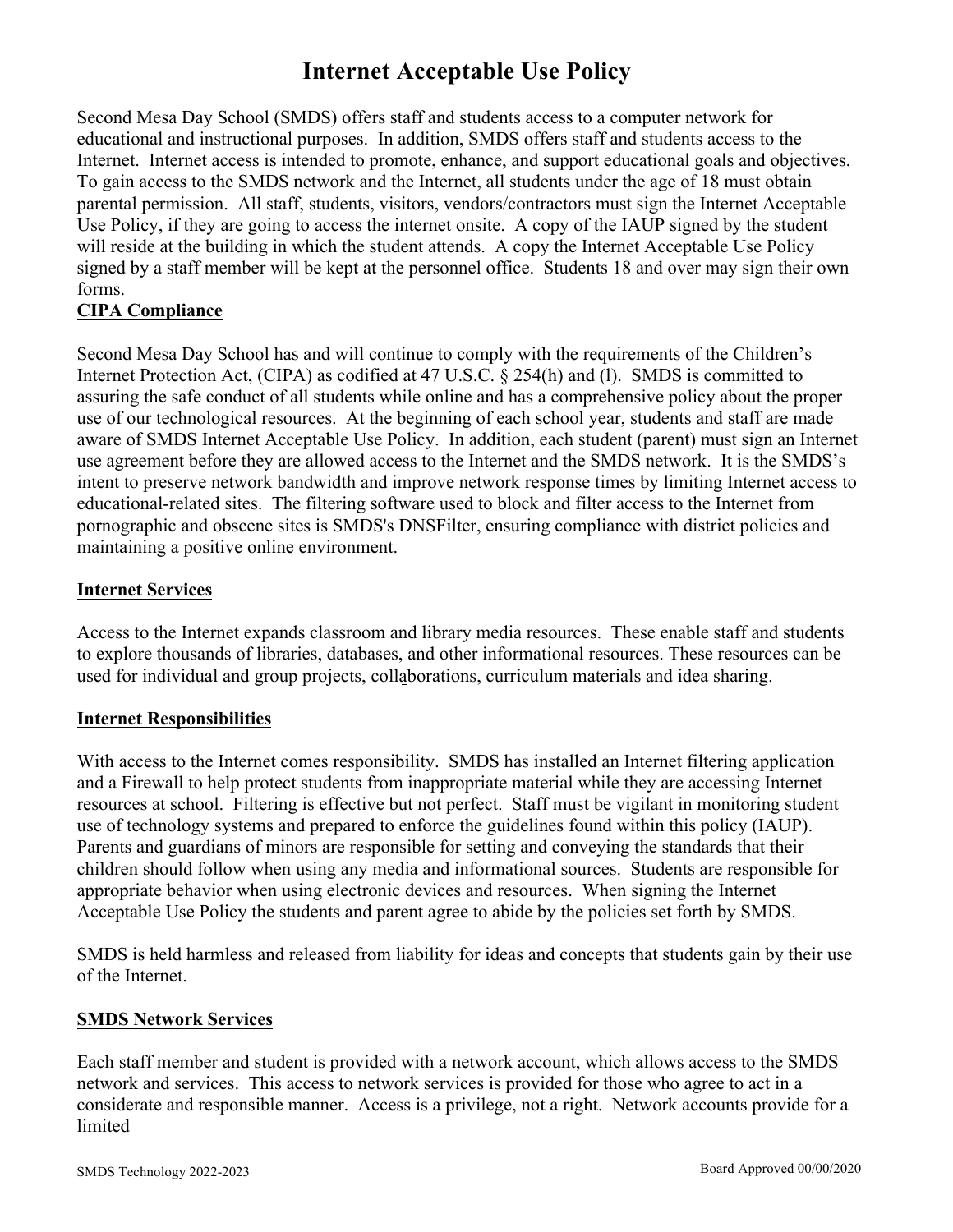# Internet Acceptable Use Policy

Second Mesa Day School (SMDS) offers staff and students access to a computer network for educational and instructional purposes. In addition, SMDS offers staff and students access to the Internet. Internet access is intended to promote, enhance, and support educational goals and objectives. To gain access to the SMDS network and the Internet, all students under the age of 18 must obtain parental permission. All staff, students, visitors, vendors/contractors must sign the Internet Acceptable Use Policy, if they are going to access the internet onsite. A copy of the IAUP signed by the student will reside at the building in which the student attends. A copy the Internet Acceptable Use Policy signed by a staff member will be kept at the personnel office. Students 18 and over may sign their own forms.

## CIPA Compliance

Second Mesa Day School has and will continue to comply with the requirements of the Children's Internet Protection Act, (CIPA) as codified at 47 U.S.C. § 254(h) and (l). SMDS is committed to assuring the safe conduct of all students while online and has a comprehensive policy about the proper use of our technological resources. At the beginning of each school year, students and staff are made aware of SMDS Internet Acceptable Use Policy. In addition, each student (parent) must sign an Internet use agreement before they are allowed access to the Internet and the SMDS network. It is the SMDS's intent to preserve network bandwidth and improve network response times by limiting Internet access to educational-related sites. The filtering software used to block and filter access to the Internet from pornographic and obscene sites is SMDS's DNSFilter, ensuring compliance with district policies and maintaining a positive online environment.

## Internet Services

Access to the Internet expands classroom and library media resources. These enable staff and students to explore thousands of libraries, databases, and other informational resources. These resources can be used for individual and group projects, collaborations, curriculum materials and idea sharing.

## Internet Responsibilities

With access to the Internet comes responsibility. SMDS has installed an Internet filtering application and a Firewall to help protect students from inappropriate material while they are accessing Internet resources at school. Filtering is effective but not perfect. Staff must be vigilant in monitoring student use of technology systems and prepared to enforce the guidelines found within this policy (IAUP). Parents and guardians of minors are responsible for setting and conveying the standards that their children should follow when using any media and informational sources. Students are responsible for appropriate behavior when using electronic devices and resources. When signing the Internet Acceptable Use Policy the students and parent agree to abide by the policies set forth by SMDS.

SMDS is held harmless and released from liability for ideas and concepts that students gain by their use of the Internet.

## SMDS Network Services

Each staff member and student is provided with a network account, which allows access to the SMDS network and services. This access to network services is provided for those who agree to act in a considerate and responsible manner. Access is a privilege, not a right. Network accounts provide for a limited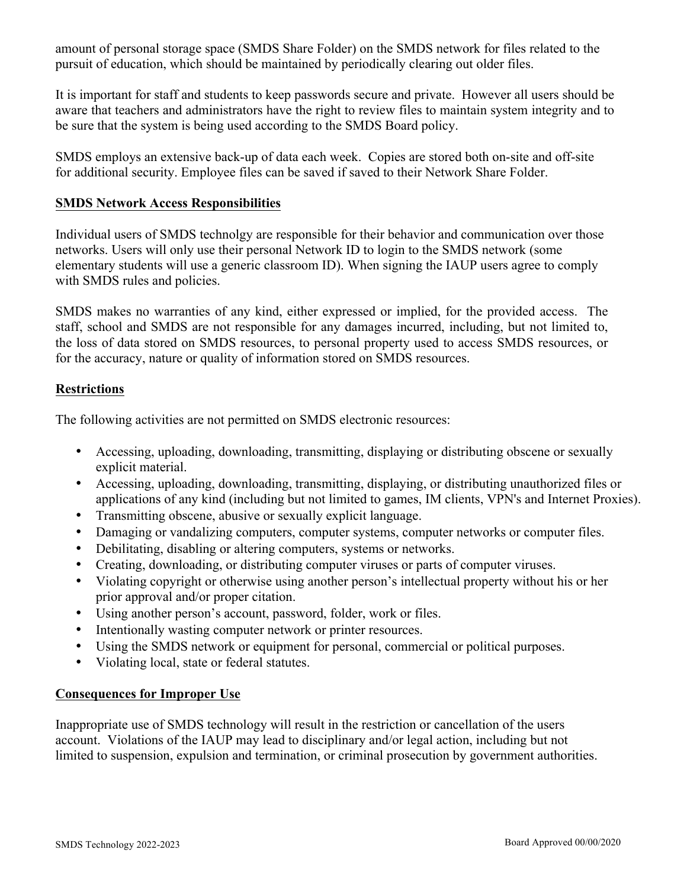amount of personal storage space (SMDS Share Folder) on the SMDS network for files related to the pursuit of education, which should be maintained by periodically clearing out older files.

It is important for staff and students to keep passwords secure and private. However all users should be aware that teachers and administrators have the right to review files to maintain system integrity and to be sure that the system is being used according to the SMDS Board policy.

SMDS employs an extensive back-up of data each week. Copies are stored both on-site and off-site for additional security. Employee files can be saved if saved to their Network Share Folder.

**SMDS Network Access Responsibilities**

Individual users of SMDS technolgy are responsible for their behavior and communication over those networks. Users will only use their personal Network ID to login to the SMDS network (some elementary students will use a generic classroom ID). When signing the IAUP users agree to comply with SMDS rules and policies.

SMDS makes no warranties of any kind, either expressed or implied, for the provided access. The staff, school and SMDS are not responsible for any damages incurred, including, but not limited to, the loss of data stored on SMDS resources, to personal property used to access SMDS resources, or for the accuracy, nature or quality of information stored on SMDS resources.

**Restrictions**

The following activities are not permitted on SMDS electronic resources:

- Accessing, uploading, downloading, transmitting, displaying or distributing obscene or sexually explicit material.
- Accessing, uploading, downloading, transmitting, displaying, or distributing unauthorized files or applications of any kind (including but not limited to games, IM clients, VPN's and Internet Proxies).
- Transmitting obscene, abusive or sexually explicit language.
- Damaging or vandalizing computers, computer systems, computer networks or computer files.
- Debilitating, disabling or altering computers, systems or networks.
- Creating, downloading, or distributing computer viruses or parts of computer viruses.
- Violating copyright or otherwise using another person's intellectual property without his or her prior approval and/or proper citation.
- Using another person's account, password, folder, work or files.
- Intentionally wasting computer network or printer resources.
- Using the SMDS network or equipment for personal, commercial or political purposes.
- Violating local, state or federal statutes.

**Consequences for Improper Use**

Inappropriate use of SMDS technology will result in the restriction or cancellation of the users account. Violations of the IAUP may lead to disciplinary and/or legal action, including but not limited to suspension, expulsion and termination, or criminal prosecution by government authorities.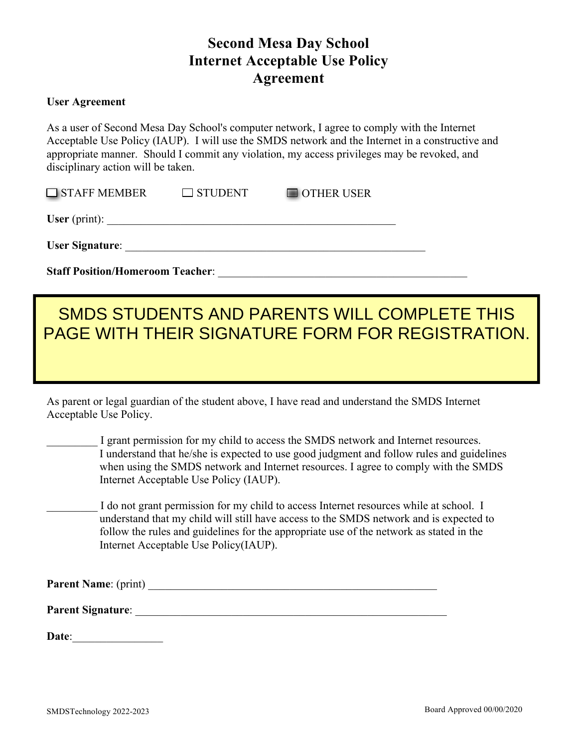# Second Mesa Day School
# Internet Acceptable Use Policy
# Agreement

**User Agreement**

As a user of Second Mesa Day School's computer network, I agree to comply with the Internet Acceptable Use Policy (IAUP). I will use the SMDS network and the Internet in a constructive and appropriate manner. Should I commit any violation, my access privileges may be revoked, and disciplinary action will be taken.

☐ STAFF MEMBER ☐ STUDENT ☒ OTHER USER

**User** (print): ____________________________________________________

**User Signature**: ______________________________________________________

**Staff Position/Homeroom Teacher**: ________________________________________

**SMDS STUDENTS AND PARENTS WILL COMPLETE THIS PAGE WITH THEIR SIGNATURE FORM FOR REGISTRATION.**

As parent or legal guardian of the student above, I have read and understand the SMDS Internet Acceptable Use Policy.

_________ I grant permission for my child to access the SMDS network and Internet resources. I understand that he/she is expected to use good judgment and follow rules and guidelines when using the SMDS network and Internet resources. I agree to comply with the SMDS Internet Acceptable Use Policy (IAUP).

_________ I do not grant permission for my child to access Internet resources while at school. I understand that my child will still have access to the SMDS network and is expected to follow the rules and guidelines for the appropriate use of the network as stated in the Internet Acceptable Use Policy(IAUP).

**Parent Name**: (print) ____________________________________________________

**Parent Signature**: ______________________________________________________

**Date**:________________

SMDSTechnology 2022-2023

Board Approved 00/00/2020